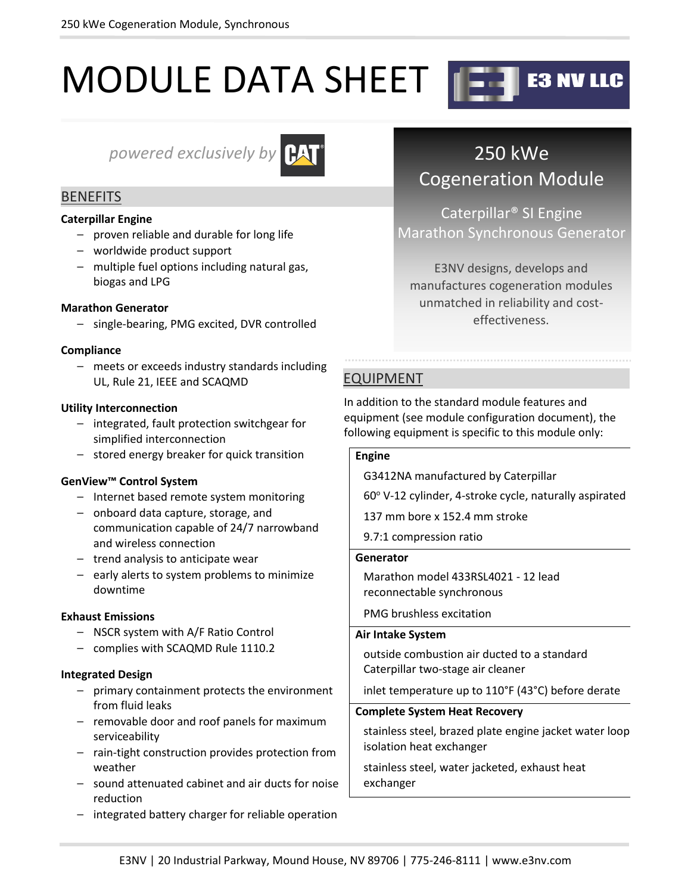# MODULE DATA SHEET

E3 NV LLC

*powered exclusively by* CAT

## 250 kWe Cogeneration Module

Caterpillar® SI Engine
Marathon Synchronous Generator

E3NV designs, develops and manufactures cogeneration modules unmatched in reliability and cost-effectiveness.

## BENEFITS

**Caterpillar Engine**

- proven reliable and durable for long life
- worldwide product support
- multiple fuel options including natural gas, biogas and LPG

**Marathon Generator**

- single-bearing, PMG excited, DVR controlled

**Compliance**

- meets or exceeds industry standards including UL, Rule 21, IEEE and SCAQMD

**Utility Interconnection**

- integrated, fault protection switchgear for simplified interconnection
- stored energy breaker for quick transition

**GenView™ Control System**

- Internet based remote system monitoring
- onboard data capture, storage, and communication capable of 24/7 narrowband and wireless connection
- trend analysis to anticipate wear
- early alerts to system problems to minimize downtime

**Exhaust Emissions**

- NSCR system with A/F Ratio Control
- complies with SCAQMD Rule 1110.2

**Integrated Design**

- primary containment protects the environment from fluid leaks
- removable door and roof panels for maximum serviceability
- rain-tight construction provides protection from weather
- sound attenuated cabinet and air ducts for noise reduction
- integrated battery charger for reliable operation

## EQUIPMENT

In addition to the standard module features and equipment (see module configuration document), the following equipment is specific to this module only:

**Engine**

G3412NA manufactured by Caterpillar

60° V-12 cylinder, 4-stroke cycle, naturally aspirated

137 mm bore x 152.4 mm stroke

9.7:1 compression ratio

**Generator**

Marathon model 433RSL4021 - 12 lead reconnectable synchronous

PMG brushless excitation

**Air Intake System**

outside combustion air ducted to a standard Caterpillar two-stage air cleaner

inlet temperature up to 110°F (43°C) before derate

**Complete System Heat Recovery**

stainless steel, brazed plate engine jacket water loop isolation heat exchanger

stainless steel, water jacketed, exhaust heat exchanger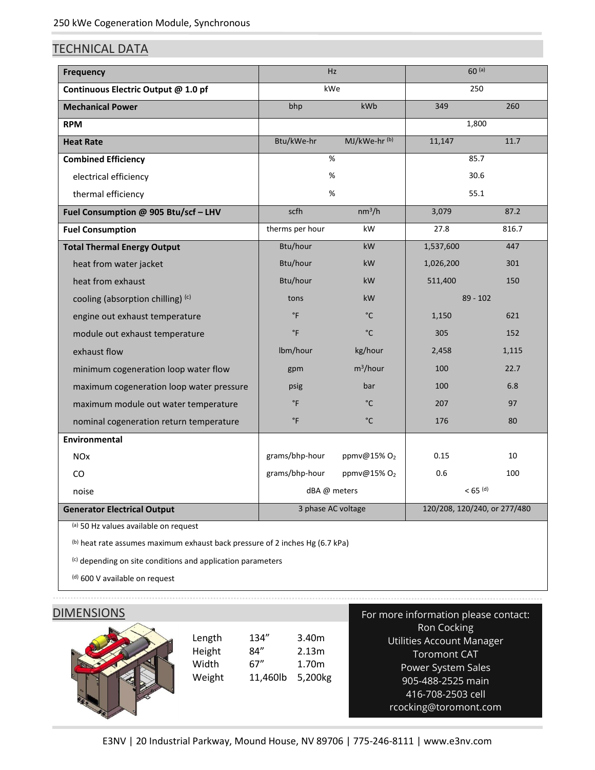## TECHNICAL DATA

| | | | | |
|---|---|---|---|---|
| **Frequency** | Hz | | 60 [a] | |
| **Continuous Electric Output @ 1.0 pf** | kWe | | 250 | |
| **Mechanical Power** | bhp | kWb | 349 | 260 |
| **RPM** | | | 1,800 | |
| **Heat Rate** | Btu/kWe-hr | MJ/kWe-hr [b] | 11,147 | 11.7 |
| **Combined Efficiency** | % | | 85.7 | |
| electrical efficiency | % | | 30.6 | |
| thermal efficiency | % | | 55.1 | |
| **Fuel Consumption @ 905 Btu/scf – LHV** | scfh | $nm^3/h$ | 3,079 | 87.2 |
| **Fuel Consumption** | therms per hour | kW | 27.8 | 816.7 |
| **Total Thermal Energy Output** | Btu/hour | kW | 1,537,600 | 447 |
| heat from water jacket | Btu/hour | kW | 1,026,200 | 301 |
| heat from exhaust | Btu/hour | kW | 511,400 | 150 |
| cooling (absorption chilling) [c] | tons | kW | 89 - 102 | |
| engine out exhaust temperature | °F | °C | 1,150 | 621 |
| module out exhaust temperature | °F | °C | 305 | 152 |
| exhaust flow | lbm/hour | kg/hour | 2,458 | 1,115 |
| minimum cogeneration loop water flow | gpm | $m^3$/hour | 100 | 22.7 |
| maximum cogeneration loop water pressure | psig | bar | 100 | 6.8 |
| maximum module out water temperature | °F | °C | 207 | 97 |
| nominal cogeneration return temperature | °F | °C | 176 | 80 |
| **Environmental** | | | | |
| NOx | grams/bhp-hour | ppmv@15% $O_2$ | 0.15 | 10 |
| CO | grams/bhp-hour | ppmv@15% $O_2$ | 0.6 | 100 |
| noise | dBA @ meters | | < 65 [d] | |
| **Generator Electrical Output** | 3 phase AC voltage | | 120/208, 120/240, or 277/480 | |

[a] 50 Hz values available on request

[b] heat rate assumes maximum exhaust back pressure of 2 inches Hg (6.7 kPa)

[c] depending on site conditions and application parameters

[d] 600 V available on request

## DIMENSIONS

| | | |
|---|---|---|
| Length | 134” | 3.40m |
| Height | 84” | 2.13m |
| Width | 67” | 1.70m |
| Weight | 11,460lb | 5,200kg |

For more information please contact:
Ron Cocking
Utilities Account Manager
Toromont CAT
Power System Sales
905-488-2525 main
416-708-2503 cell
rcocking@toromont.com